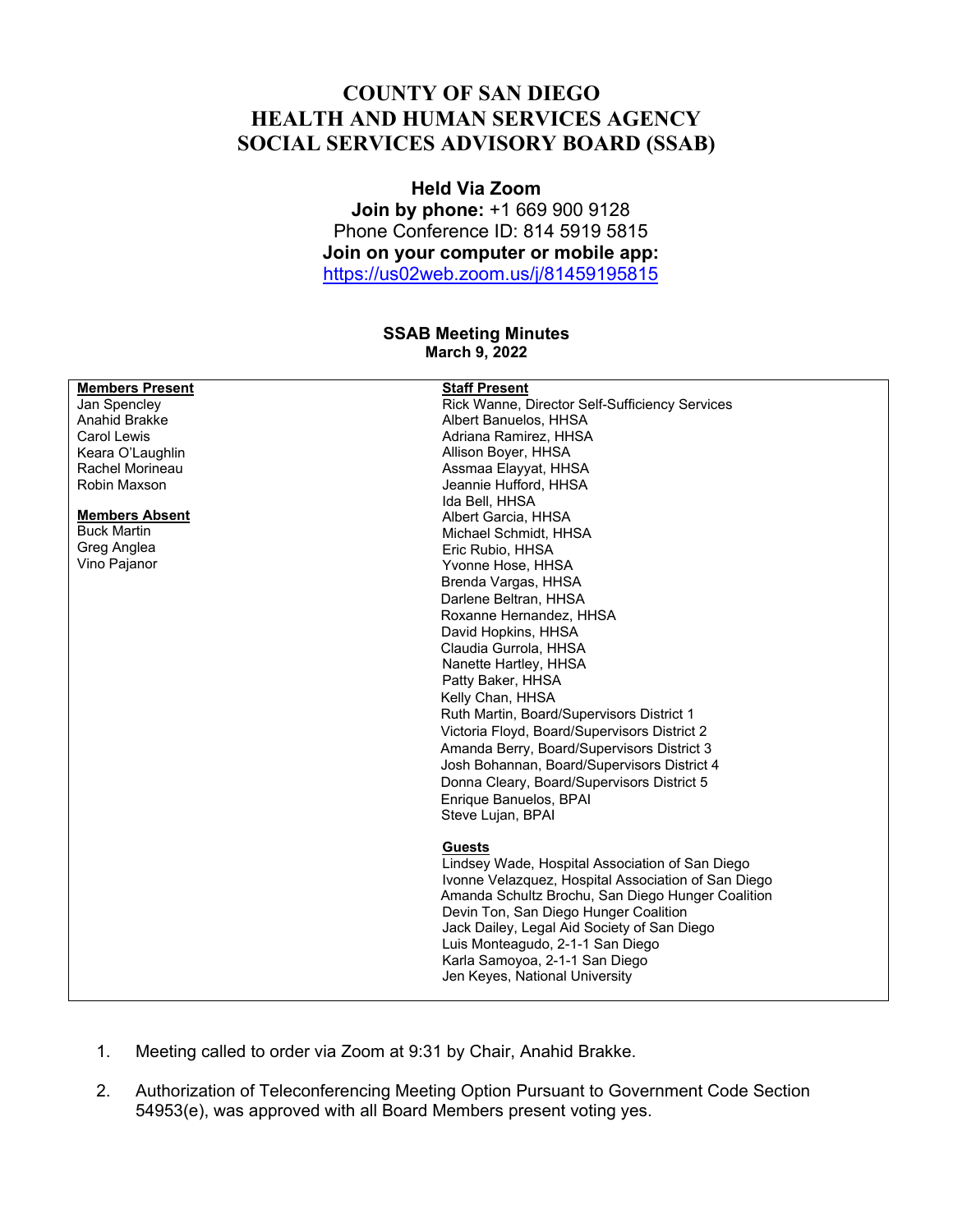# COUNTY OF SAN DIEGO
# HEALTH AND HUMAN SERVICES AGENCY
# SOCIAL SERVICES ADVISORY BOARD (SSAB)

**Held Via Zoom**
**Join by phone:** +1 669 900 9128
Phone Conference ID: 814 5919 5815
**Join on your computer or mobile app:**
https://us02web.zoom.us/j/81459195815

**SSAB Meeting Minutes**
**March 9, 2022**

| **Members Present** | **Staff Present** |
|---|---|
| Jan Spencley | Rick Wanne, Director Self-Sufficiency Services |
| Anahid Brakke | Albert Banuelos, HHSA |
| Carol Lewis | Adriana Ramirez, HHSA |
| Keara O'Laughlin | Allison Boyer, HHSA |
| Rachel Morineau | Assmaa Elayyat, HHSA |
| Robin Maxson | Jeannie Hufford, HHSA |
| | Ida Bell, HHSA |
| **Members Absent** | Albert Garcia, HHSA |
| Buck Martin | Michael Schmidt, HHSA |
| Greg Anglea | Eric Rubio, HHSA |
| Vino Pajanor | Yvonne Hose, HHSA |
| | Brenda Vargas, HHSA |
| | Darlene Beltran, HHSA |
| | Roxanne Hernandez, HHSA |
| | David Hopkins, HHSA |
| | Claudia Gurrola, HHSA |
| | Nanette Hartley, HHSA |
| | Patty Baker, HHSA |
| | Kelly Chan, HHSA |
| | Ruth Martin, Board/Supervisors District 1 |
| | Victoria Floyd, Board/Supervisors District 2 |
| | Amanda Berry, Board/Supervisors District 3 |
| | Josh Bohannan, Board/Supervisors District 4 |
| | Donna Cleary, Board/Supervisors District 5 |
| | Enrique Banuelos, BPAI |
| | Steve Lujan, BPAI |
| | |
| | **Guests** |
| | Lindsey Wade, Hospital Association of San Diego |
| | Ivonne Velazquez, Hospital Association of San Diego |
| | Amanda Schultz Brochu, San Diego Hunger Coalition |
| | Devin Ton, San Diego Hunger Coalition |
| | Jack Dailey, Legal Aid Society of San Diego |
| | Luis Monteagudo, 2-1-1 San Diego |
| | Karla Samoyoa, 2-1-1 San Diego |
| | Jen Keyes, National University |

1. Meeting called to order via Zoom at 9:31 by Chair, Anahid Brakke.

2. Authorization of Teleconferencing Meeting Option Pursuant to Government Code Section 54953(e), was approved with all Board Members present voting yes.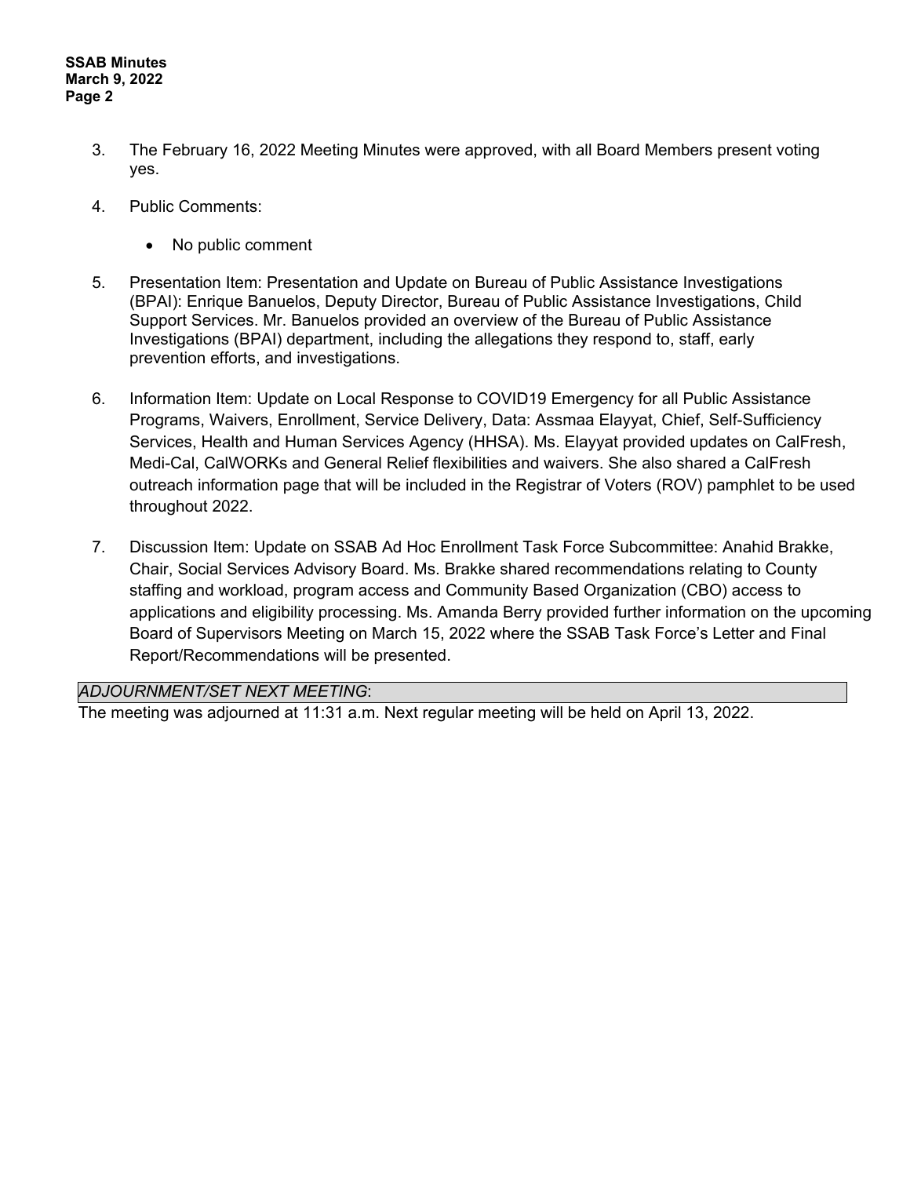3. The February 16, 2022 Meeting Minutes were approved, with all Board Members present voting yes.

4. Public Comments:

    - No public comment

5. Presentation Item: Presentation and Update on Bureau of Public Assistance Investigations (BPAI): Enrique Banuelos, Deputy Director, Bureau of Public Assistance Investigations, Child Support Services. Mr. Banuelos provided an overview of the Bureau of Public Assistance Investigations (BPAI) department, including the allegations they respond to, staff, early prevention efforts, and investigations.

6. Information Item: Update on Local Response to COVID19 Emergency for all Public Assistance Programs, Waivers, Enrollment, Service Delivery, Data: Assmaa Elayyat, Chief, Self-Sufficiency Services, Health and Human Services Agency (HHSA). Ms. Elayyat provided updates on CalFresh, Medi-Cal, CalWORKs and General Relief flexibilities and waivers. She also shared a CalFresh outreach information page that will be included in the Registrar of Voters (ROV) pamphlet to be used throughout 2022.

7. Discussion Item: Update on SSAB Ad Hoc Enrollment Task Force Subcommittee: Anahid Brakke, Chair, Social Services Advisory Board. Ms. Brakke shared recommendations relating to County staffing and workload, program access and Community Based Organization (CBO) access to applications and eligibility processing. Ms. Amanda Berry provided further information on the upcoming Board of Supervisors Meeting on March 15, 2022 where the SSAB Task Force's Letter and Final Report/Recommendations will be presented.

*ADJOURNMENT/SET NEXT MEETING*:

The meeting was adjourned at 11:31 a.m. Next regular meeting will be held on April 13, 2022.